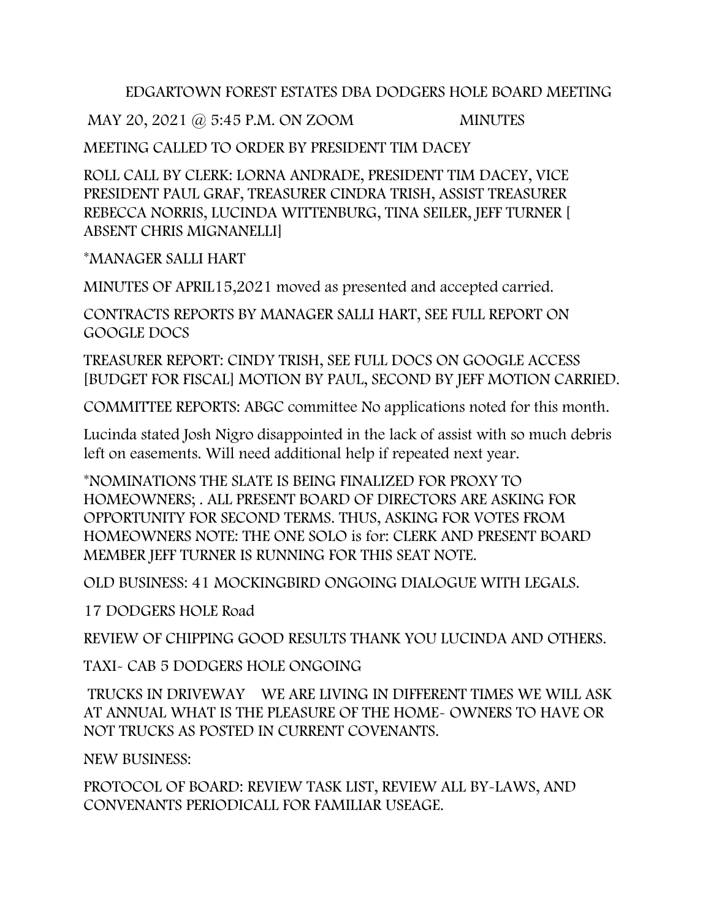EDGARTOWN FOREST ESTATES DBA DODGERS HOLE BOARD MEETING

MAY 20, 2021 @ 5:45 P.M. ON ZOOM MINUTES

MEETING CALLED TO ORDER BY PRESIDENT TIM DACEY

ROLL CALL BY CLERK: LORNA ANDRADE, PRESIDENT TIM DACEY, VICE PRESIDENT PAUL GRAF, TREASURER CINDRA TRISH, ASSIST TREASURER REBECCA NORRIS, LUCINDA WITTENBURG, TINA SEILER, JEFF TURNER [ ABSENT CHRIS MIGNANELLI]

*MANAGER SALLI HART

MINUTES OF APRIL15,2021 moved as presented and accepted carried.

CONTRACTS REPORTS BY MANAGER SALLI HART, SEE FULL REPORT ON GOOGLE DOCS

TREASURER REPORT: CINDY TRISH, SEE FULL DOCS ON GOOGLE ACCESS [BUDGET FOR FISCAL] MOTION BY PAUL, SECOND BY JEFF MOTION CARRIED.

COMMITTEE REPORTS: ABGC committee No applications noted for this month.

Lucinda stated Josh Nigro disappointed in the lack of assist with so much debris left on easements. Will need additional help if repeated next year.

*NOMINATIONS THE SLATE IS BEING FINALIZED FOR PROXY TO HOMEOWNERS; . ALL PRESENT BOARD OF DIRECTORS ARE ASKING FOR OPPORTUNITY FOR SECOND TERMS. THUS, ASKING FOR VOTES FROM HOMEOWNERS NOTE: THE ONE SOLO is for: CLERK AND PRESENT BOARD MEMBER JEFF TURNER IS RUNNING FOR THIS SEAT NOTE.

OLD BUSINESS: 41 MOCKINGBIRD ONGOING DIALOGUE WITH LEGALS.

17 DODGERS HOLE Road

REVIEW OF CHIPPING GOOD RESULTS THANK YOU LUCINDA AND OTHERS.

TAXI- CAB 5 DODGERS HOLE ONGOING

TRUCKS IN DRIVEWAY WE ARE LIVING IN DIFFERENT TIMES WE WILL ASK AT ANNUAL WHAT IS THE PLEASURE OF THE HOME- OWNERS TO HAVE OR NOT TRUCKS AS POSTED IN CURRENT COVENANTS.

NEW BUSINESS:

PROTOCOL OF BOARD: REVIEW TASK LIST, REVIEW ALL BY-LAWS, AND CONVENANTS PERIODICALL FOR FAMILIAR USEAGE.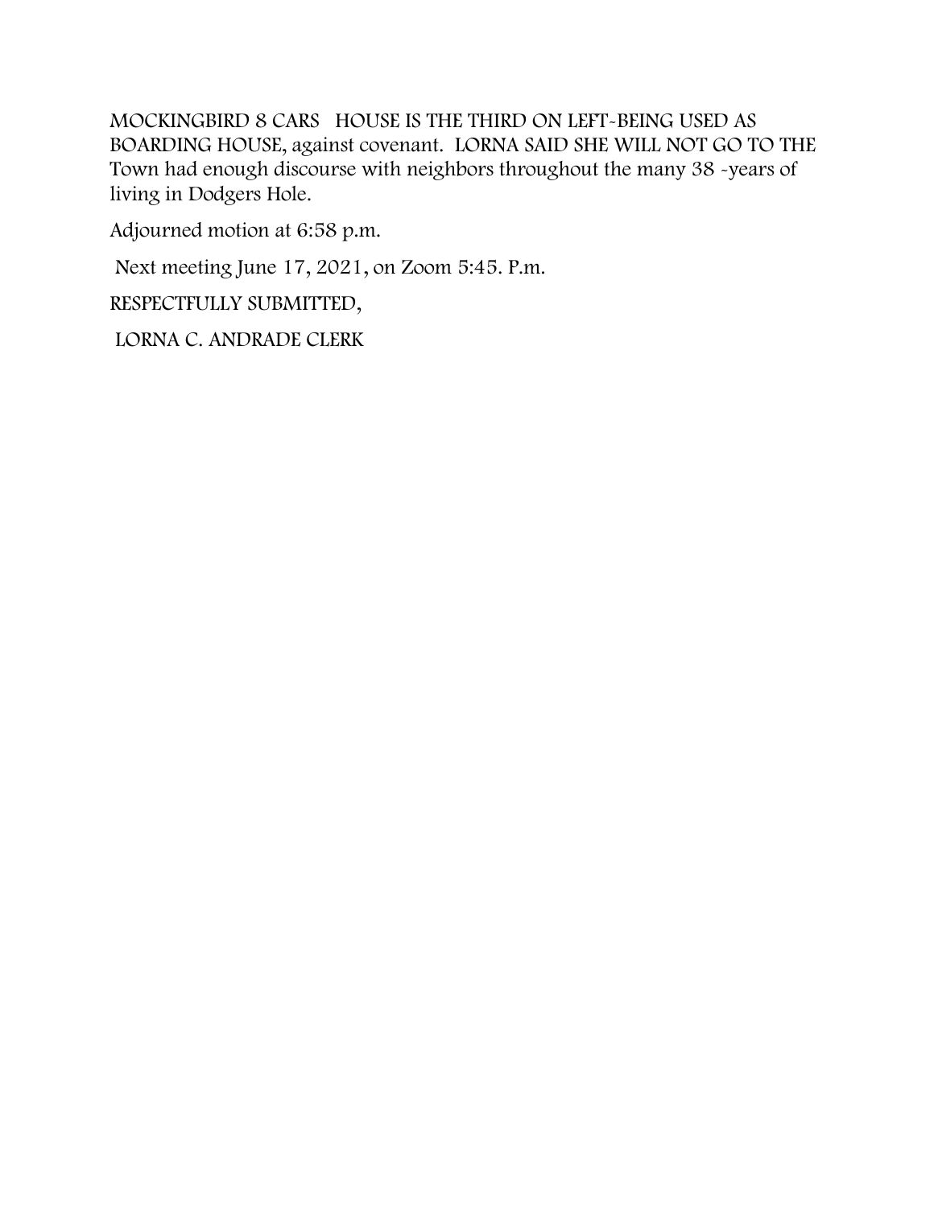MOCKINGBIRD 8 CARS HOUSE IS THE THIRD ON LEFT-BEING USED AS BOARDING HOUSE, against covenant. LORNA SAID SHE WILL NOT GO TO THE Town had enough discourse with neighbors throughout the many 38 -years of living in Dodgers Hole.

Adjourned motion at 6:58 p.m.

Next meeting June 17, 2021, on Zoom 5:45. P.m.

RESPECTFULLY SUBMITTED,

LORNA C. ANDRADE CLERK